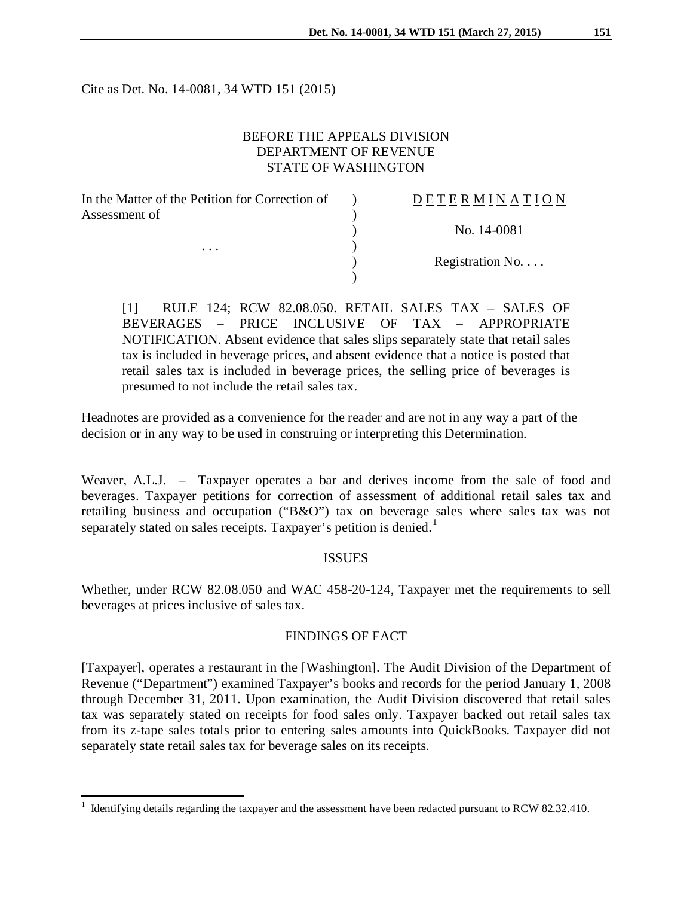Cite as Det. No. 14-0081, 34 WTD 151 (2015)

BEFORE THE APPEALS DIVISION
DEPARTMENT OF REVENUE
STATE OF WASHINGTON

| In the Matter of the Petition for Correction of Assessment of | ) | D E T E R M I N A T I O N |
|---|---|---|
| | ) | No. 14-0081 |
| . . . | ) | |
| | ) | Registration No. . . . |

[1] RULE 124; RCW 82.08.050. RETAIL SALES TAX – SALES OF BEVERAGES – PRICE INCLUSIVE OF TAX – APPROPRIATE NOTIFICATION. Absent evidence that sales slips separately state that retail sales tax is included in beverage prices, and absent evidence that a notice is posted that retail sales tax is included in beverage prices, the selling price of beverages is presumed to not include the retail sales tax.

Headnotes are provided as a convenience for the reader and are not in any way a part of the decision or in any way to be used in construing or interpreting this Determination.

Weaver, A.L.J. – Taxpayer operates a bar and derives income from the sale of food and beverages. Taxpayer petitions for correction of assessment of additional retail sales tax and retailing business and occupation ("B&O") tax on beverage sales where sales tax was not separately stated on sales receipts. Taxpayer's petition is denied.[1]

## ISSUES

Whether, under RCW 82.08.050 and WAC 458-20-124, Taxpayer met the requirements to sell beverages at prices inclusive of sales tax.

## FINDINGS OF FACT

[Taxpayer], operates a restaurant in the [Washington]. The Audit Division of the Department of Revenue ("Department") examined Taxpayer's books and records for the period January 1, 2008 through December 31, 2011. Upon examination, the Audit Division discovered that retail sales tax was separately stated on receipts for food sales only. Taxpayer backed out retail sales tax from its z-tape sales totals prior to entering sales amounts into QuickBooks. Taxpayer did not separately state retail sales tax for beverage sales on its receipts.

[1] Identifying details regarding the taxpayer and the assessment have been redacted pursuant to RCW 82.32.410.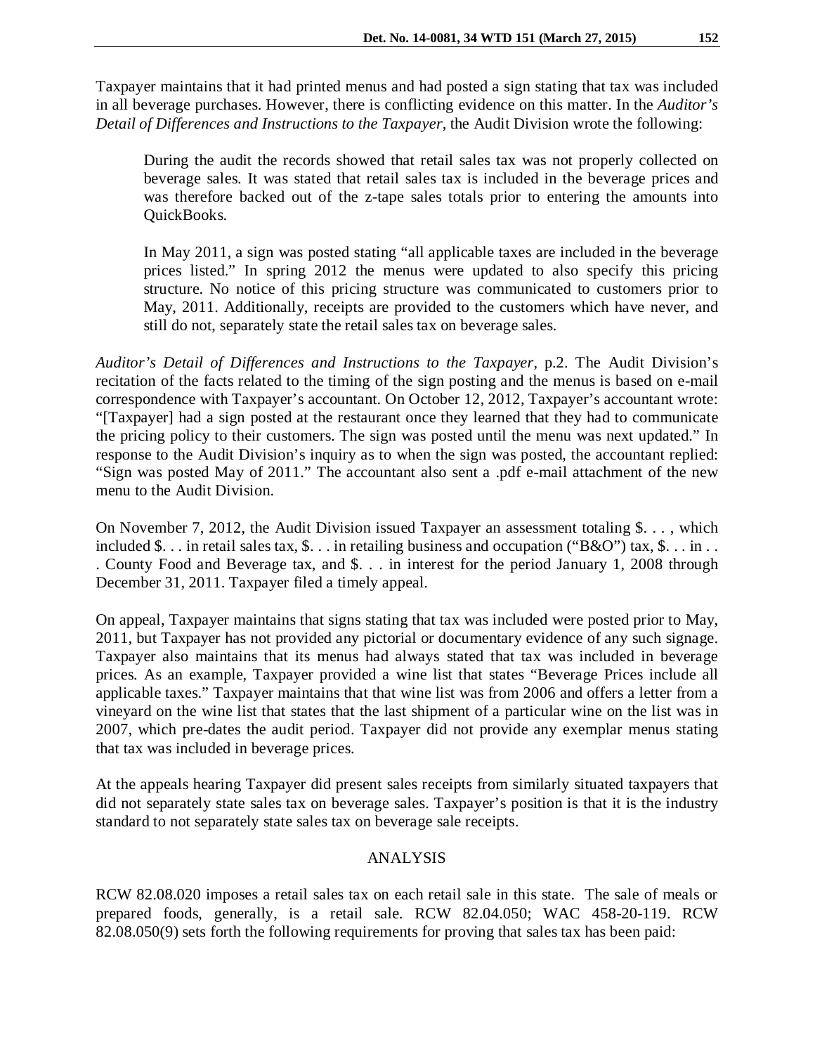Taxpayer maintains that it had printed menus and had posted a sign stating that tax was included in all beverage purchases. However, there is conflicting evidence on this matter. In the *Auditor's Detail of Differences and Instructions to the Taxpayer*, the Audit Division wrote the following:

> During the audit the records showed that retail sales tax was not properly collected on beverage sales. It was stated that retail sales tax is included in the beverage prices and was therefore backed out of the z-tape sales totals prior to entering the amounts into QuickBooks.
>
> In May 2011, a sign was posted stating "all applicable taxes are included in the beverage prices listed." In spring 2012 the menus were updated to also specify this pricing structure. No notice of this pricing structure was communicated to customers prior to May, 2011. Additionally, receipts are provided to the customers which have never, and still do not, separately state the retail sales tax on beverage sales.

*Auditor's Detail of Differences and Instructions to the Taxpayer*, p.2. The Audit Division's recitation of the facts related to the timing of the sign posting and the menus is based on e-mail correspondence with Taxpayer's accountant. On October 12, 2012, Taxpayer's accountant wrote: "[Taxpayer] had a sign posted at the restaurant once they learned that they had to communicate the pricing policy to their customers. The sign was posted until the menu was next updated." In response to the Audit Division's inquiry as to when the sign was posted, the accountant replied: "Sign was posted May of 2011." The accountant also sent a .pdf e-mail attachment of the new menu to the Audit Division.

On November 7, 2012, the Audit Division issued Taxpayer an assessment totaling $. . . , which included $. . . in retail sales tax, $. . . in retailing business and occupation ("B&O") tax, $. . . in . . . County Food and Beverage tax, and $. . . in interest for the period January 1, 2008 through December 31, 2011. Taxpayer filed a timely appeal.

On appeal, Taxpayer maintains that signs stating that tax was included were posted prior to May, 2011, but Taxpayer has not provided any pictorial or documentary evidence of any such signage. Taxpayer also maintains that its menus had always stated that tax was included in beverage prices. As an example, Taxpayer provided a wine list that states "Beverage Prices include all applicable taxes." Taxpayer maintains that that wine list was from 2006 and offers a letter from a vineyard on the wine list that states that the last shipment of a particular wine on the list was in 2007, which pre-dates the audit period. Taxpayer did not provide any exemplar menus stating that tax was included in beverage prices.

At the appeals hearing Taxpayer did present sales receipts from similarly situated taxpayers that did not separately state sales tax on beverage sales. Taxpayer's position is that it is the industry standard to not separately state sales tax on beverage sale receipts.

## ANALYSIS

RCW 82.08.020 imposes a retail sales tax on each retail sale in this state. The sale of meals or prepared foods, generally, is a retail sale. RCW 82.04.050; WAC 458-20-119. RCW 82.08.050(9) sets forth the following requirements for proving that sales tax has been paid: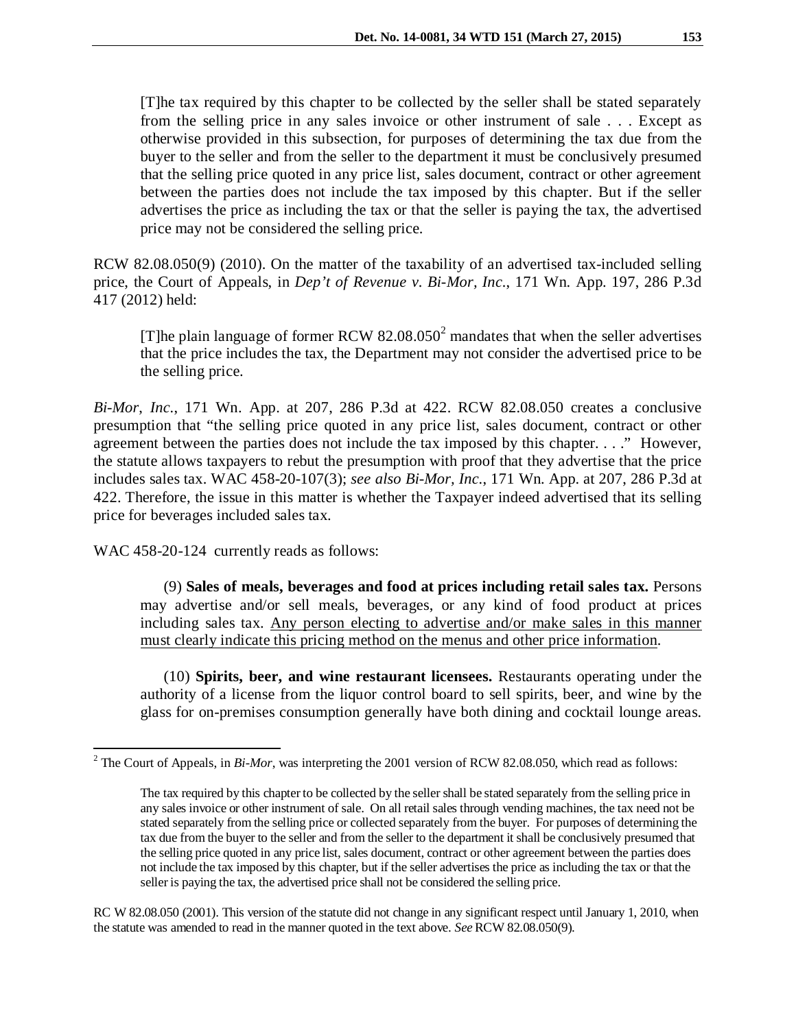> [T]he tax required by this chapter to be collected by the seller shall be stated separately from the selling price in any sales invoice or other instrument of sale . . . Except as otherwise provided in this subsection, for purposes of determining the tax due from the buyer to the seller and from the seller to the department it must be conclusively presumed that the selling price quoted in any price list, sales document, contract or other agreement between the parties does not include the tax imposed by this chapter. But if the seller advertises the price as including the tax or that the seller is paying the tax, the advertised price may not be considered the selling price.

RCW 82.08.050(9) (2010). On the matter of the taxability of an advertised tax-included selling price, the Court of Appeals, in *Dep't of Revenue v. Bi-Mor, Inc.*, 171 Wn. App. 197, 286 P.3d 417 (2012) held:

> [T]he plain language of former RCW 82.08.050[2] mandates that when the seller advertises that the price includes the tax, the Department may not consider the advertised price to be the selling price.

*Bi-Mor, Inc.*, 171 Wn. App. at 207, 286 P.3d at 422. RCW 82.08.050 creates a conclusive presumption that "the selling price quoted in any price list, sales document, contract or other agreement between the parties does not include the tax imposed by this chapter. . . ." However, the statute allows taxpayers to rebut the presumption with proof that they advertise that the price includes sales tax. WAC 458-20-107(3); *see also Bi-Mor, Inc.*, 171 Wn. App. at 207, 286 P.3d at 422. Therefore, the issue in this matter is whether the Taxpayer indeed advertised that its selling price for beverages included sales tax.

WAC 458-20-124 currently reads as follows:

> (9) **Sales of meals, beverages and food at prices including retail sales tax.** Persons may advertise and/or sell meals, beverages, or any kind of food product at prices including sales tax. <u>Any person electing to advertise and/or make sales in this manner must clearly indicate this pricing method on the menus and other price information</u>.
>
> (10) **Spirits, beer, and wine restaurant licensees.** Restaurants operating under the authority of a license from the liquor control board to sell spirits, beer, and wine by the glass for on-premises consumption generally have both dining and cocktail lounge areas.

---

[2] The Court of Appeals, in *Bi-Mor*, was interpreting the 2001 version of RCW 82.08.050, which read as follows:

> The tax required by this chapter to be collected by the seller shall be stated separately from the selling price in any sales invoice or other instrument of sale. On all retail sales through vending machines, the tax need not be stated separately from the selling price or collected separately from the buyer. For purposes of determining the tax due from the buyer to the seller and from the seller to the department it shall be conclusively presumed that the selling price quoted in any price list, sales document, contract or other agreement between the parties does not include the tax imposed by this chapter, but if the seller advertises the price as including the tax or that the seller is paying the tax, the advertised price shall not be considered the selling price.

RC W 82.08.050 (2001). This version of the statute did not change in any significant respect until January 1, 2010, when the statute was amended to read in the manner quoted in the text above. *See* RCW 82.08.050(9).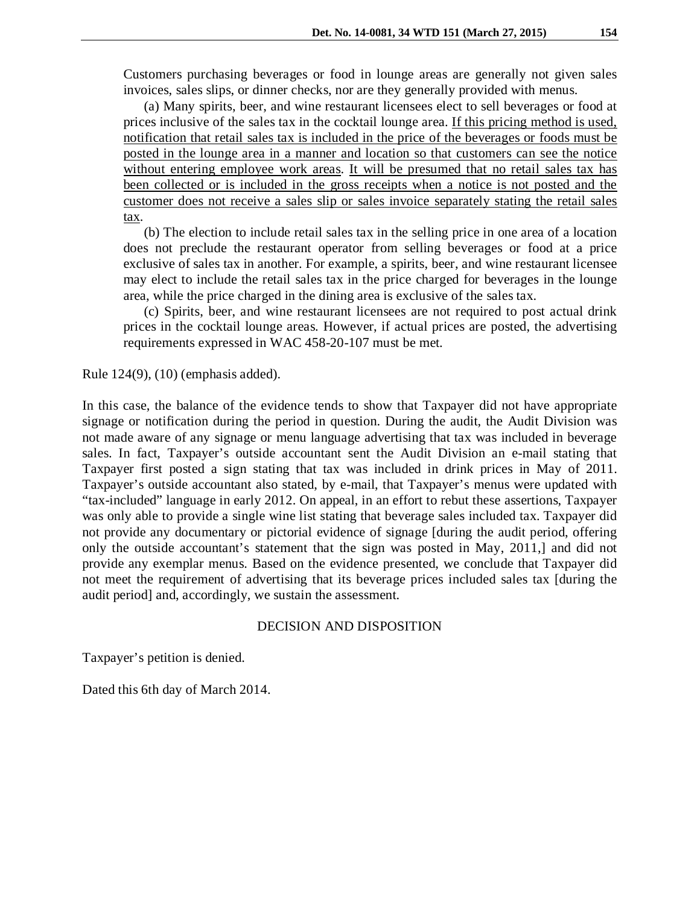> Customers purchasing beverages or food in lounge areas are generally not given sales invoices, sales slips, or dinner checks, nor are they generally provided with menus.
>
> (a) Many spirits, beer, and wine restaurant licensees elect to sell beverages or food at prices inclusive of the sales tax in the cocktail lounge area. <u>If this pricing method is used, notification that retail sales tax is included in the price of the beverages or foods must be posted in the lounge area in a manner and location so that customers can see the notice without entering employee work areas</u>. <u>It will be presumed that no retail sales tax has been collected or is included in the gross receipts when a notice is not posted and the customer does not receive a sales slip or sales invoice separately stating the retail sales tax</u>.
>
> (b) The election to include retail sales tax in the selling price in one area of a location does not preclude the restaurant operator from selling beverages or food at a price exclusive of sales tax in another. For example, a spirits, beer, and wine restaurant licensee may elect to include the retail sales tax in the price charged for beverages in the lounge area, while the price charged in the dining area is exclusive of the sales tax.
>
> (c) Spirits, beer, and wine restaurant licensees are not required to post actual drink prices in the cocktail lounge areas. However, if actual prices are posted, the advertising requirements expressed in WAC 458-20-107 must be met.

Rule 124(9), (10) (emphasis added).

In this case, the balance of the evidence tends to show that Taxpayer did not have appropriate signage or notification during the period in question. During the audit, the Audit Division was not made aware of any signage or menu language advertising that tax was included in beverage sales. In fact, Taxpayer's outside accountant sent the Audit Division an e-mail stating that Taxpayer first posted a sign stating that tax was included in drink prices in May of 2011. Taxpayer's outside accountant also stated, by e-mail, that Taxpayer's menus were updated with "tax-included" language in early 2012. On appeal, in an effort to rebut these assertions, Taxpayer was only able to provide a single wine list stating that beverage sales included tax. Taxpayer did not provide any documentary or pictorial evidence of signage [during the audit period, offering only the outside accountant's statement that the sign was posted in May, 2011,] and did not provide any exemplar menus. Based on the evidence presented, we conclude that Taxpayer did not meet the requirement of advertising that its beverage prices included sales tax [during the audit period] and, accordingly, we sustain the assessment.

## DECISION AND DISPOSITION

Taxpayer's petition is denied.

Dated this 6th day of March 2014.